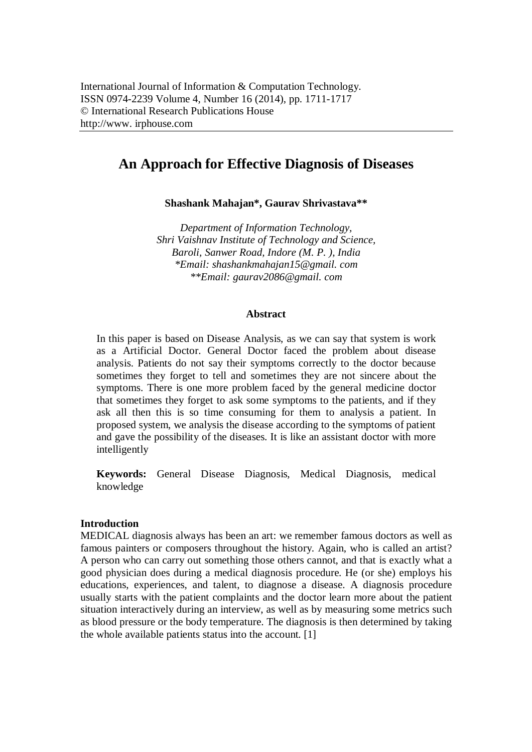International Journal of Information & Computation Technology.
ISSN 0974-2239 Volume 4, Number 16 (2014), pp. 1711-1717
© International Research Publications House
http://www. irphouse.com

# An Approach for Effective Diagnosis of Diseases

**Shashank Mahajan*, Gaurav Shrivastava****

*Department of Information Technology,*
*Shri Vaishnav Institute of Technology and Science,*
*Baroli, Sanwer Road, Indore (M. P. ), India*
**Email: shashankmahajan15@gmail. com*
***Email: gaurav2086@gmail. com*

## Abstract

In this paper is based on Disease Analysis, as we can say that system is work as a Artificial Doctor. General Doctor faced the problem about disease analysis. Patients do not say their symptoms correctly to the doctor because sometimes they forget to tell and sometimes they are not sincere about the symptoms. There is one more problem faced by the general medicine doctor that sometimes they forget to ask some symptoms to the patients, and if they ask all then this is so time consuming for them to analysis a patient. In proposed system, we analysis the disease according to the symptoms of patient and gave the possibility of the diseases. It is like an assistant doctor with more intelligently

**Keywords:** General Disease Diagnosis, Medical Diagnosis, medical knowledge

## Introduction

MEDICAL diagnosis always has been an art: we remember famous doctors as well as famous painters or composers throughout the history. Again, who is called an artist? A person who can carry out something those others cannot, and that is exactly what a good physician does during a medical diagnosis procedure. He (or she) employs his educations, experiences, and talent, to diagnose a disease. A diagnosis procedure usually starts with the patient complaints and the doctor learn more about the patient situation interactively during an interview, as well as by measuring some metrics such as blood pressure or the body temperature. The diagnosis is then determined by taking the whole available patients status into the account. [1]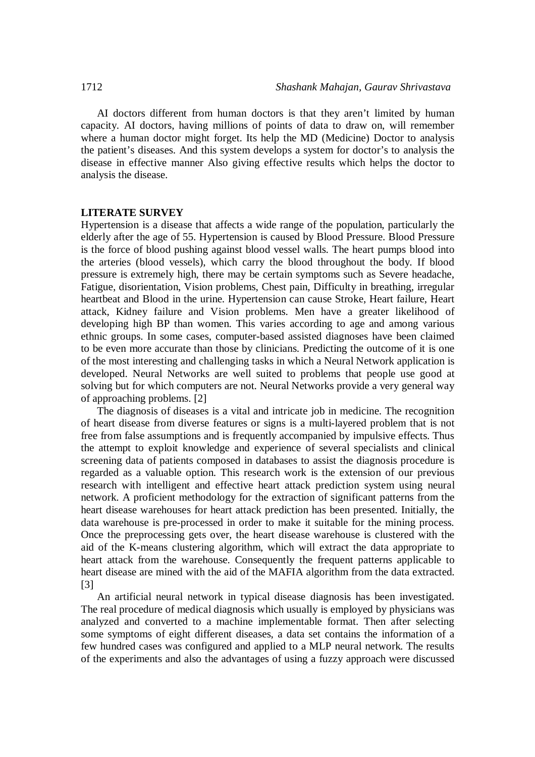AI doctors different from human doctors is that they aren't limited by human capacity. AI doctors, having millions of points of data to draw on, will remember where a human doctor might forget. Its help the MD (Medicine) Doctor to analysis the patient's diseases. And this system develops a system for doctor's to analysis the disease in effective manner Also giving effective results which helps the doctor to analysis the disease.

## LITERATE SURVEY

Hypertension is a disease that affects a wide range of the population, particularly the elderly after the age of 55. Hypertension is caused by Blood Pressure. Blood Pressure is the force of blood pushing against blood vessel walls. The heart pumps blood into the arteries (blood vessels), which carry the blood throughout the body. If blood pressure is extremely high, there may be certain symptoms such as Severe headache, Fatigue, disorientation, Vision problems, Chest pain, Difficulty in breathing, irregular heartbeat and Blood in the urine. Hypertension can cause Stroke, Heart failure, Heart attack, Kidney failure and Vision problems. Men have a greater likelihood of developing high BP than women. This varies according to age and among various ethnic groups. In some cases, computer-based assisted diagnoses have been claimed to be even more accurate than those by clinicians. Predicting the outcome of it is one of the most interesting and challenging tasks in which a Neural Network application is developed. Neural Networks are well suited to problems that people use good at solving but for which computers are not. Neural Networks provide a very general way of approaching problems. [2]

The diagnosis of diseases is a vital and intricate job in medicine. The recognition of heart disease from diverse features or signs is a multi-layered problem that is not free from false assumptions and is frequently accompanied by impulsive effects. Thus the attempt to exploit knowledge and experience of several specialists and clinical screening data of patients composed in databases to assist the diagnosis procedure is regarded as a valuable option. This research work is the extension of our previous research with intelligent and effective heart attack prediction system using neural network. A proficient methodology for the extraction of significant patterns from the heart disease warehouses for heart attack prediction has been presented. Initially, the data warehouse is pre-processed in order to make it suitable for the mining process. Once the preprocessing gets over, the heart disease warehouse is clustered with the aid of the K-means clustering algorithm, which will extract the data appropriate to heart attack from the warehouse. Consequently the frequent patterns applicable to heart disease are mined with the aid of the MAFIA algorithm from the data extracted. [3]

An artificial neural network in typical disease diagnosis has been investigated. The real procedure of medical diagnosis which usually is employed by physicians was analyzed and converted to a machine implementable format. Then after selecting some symptoms of eight different diseases, a data set contains the information of a few hundred cases was configured and applied to a MLP neural network. The results of the experiments and also the advantages of using a fuzzy approach were discussed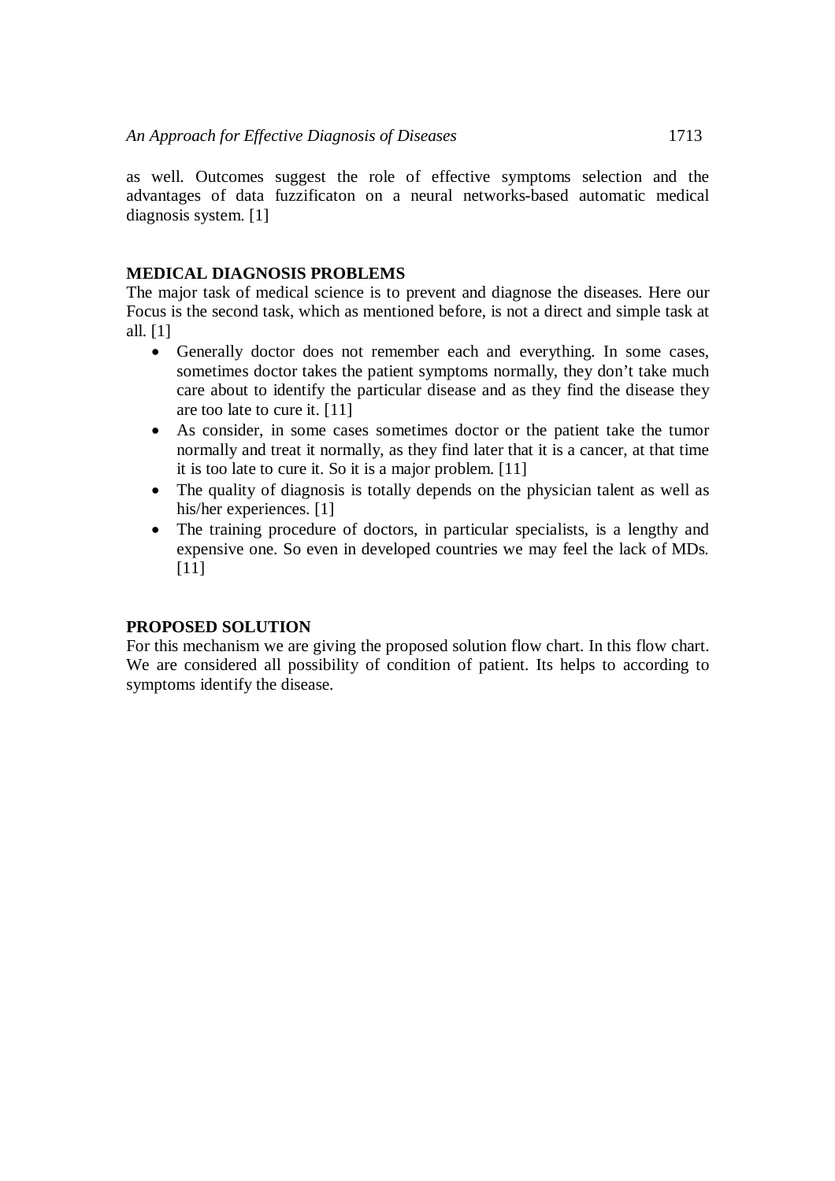as well. Outcomes suggest the role of effective symptoms selection and the advantages of data fuzzificaton on a neural networks-based automatic medical diagnosis system. [1]

## MEDICAL DIAGNOSIS PROBLEMS

The major task of medical science is to prevent and diagnose the diseases. Here our Focus is the second task, which as mentioned before, is not a direct and simple task at all. [1]

- Generally doctor does not remember each and everything. In some cases, sometimes doctor takes the patient symptoms normally, they don't take much care about to identify the particular disease and as they find the disease they are too late to cure it. [11]
- As consider, in some cases sometimes doctor or the patient take the tumor normally and treat it normally, as they find later that it is a cancer, at that time it is too late to cure it. So it is a major problem. [11]
- The quality of diagnosis is totally depends on the physician talent as well as his/her experiences. [1]
- The training procedure of doctors, in particular specialists, is a lengthy and expensive one. So even in developed countries we may feel the lack of MDs. [11]

## PROPOSED SOLUTION

For this mechanism we are giving the proposed solution flow chart. In this flow chart. We are considered all possibility of condition of patient. Its helps to according to symptoms identify the disease.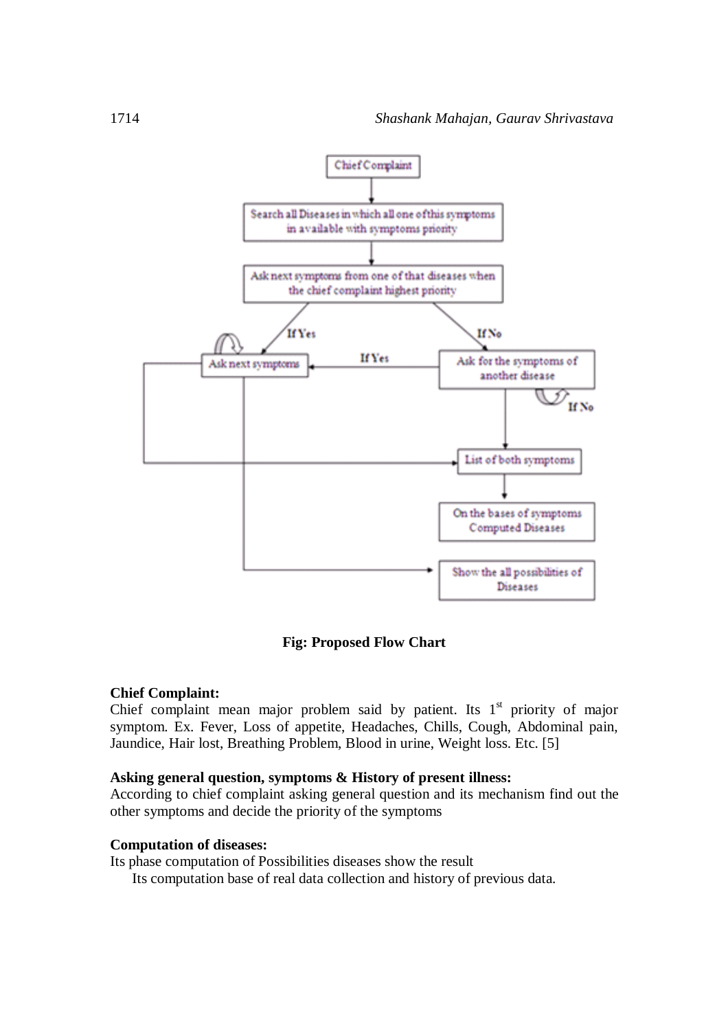**Fig: Proposed Flow Chart**

**Chief Complaint:**
Chief complaint mean major problem said by patient. Its 1st priority of major symptom. Ex. Fever, Loss of appetite, Headaches, Chills, Cough, Abdominal pain, Jaundice, Hair lost, Breathing Problem, Blood in urine, Weight loss. Etc. [5]

**Asking general question, symptoms & History of present illness:**
According to chief complaint asking general question and its mechanism find out the other symptoms and decide the priority of the symptoms

**Computation of diseases:**
Its phase computation of Possibilities diseases show the result

Its computation base of real data collection and history of previous data.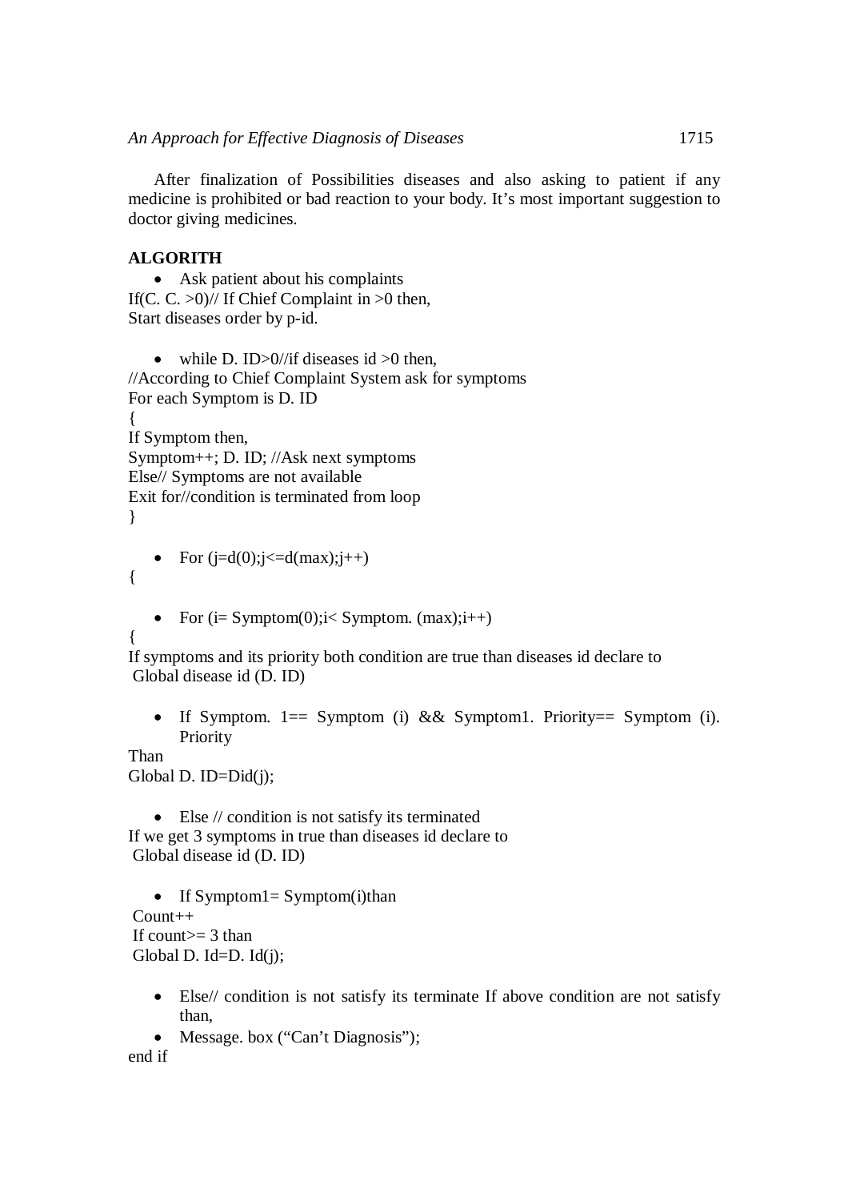After finalization of Possibilities diseases and also asking to patient if any medicine is prohibited or bad reaction to your body. It's most important suggestion to doctor giving medicines.

**ALGORITH**

- Ask patient about his complaints

If(C. C. >0)// If Chief Complaint in >0 then,
Start diseases order by p-id.

- while D. ID>0//if diseases id >0 then,

//According to Chief Complaint System ask for symptoms
For each Symptom is D. ID
{
If Symptom then,
Symptom++; D. ID; //Ask next symptoms
Else// Symptoms are not available
Exit for//condition is terminated from loop
}

- For (j=d(0);j<=d(max);j++)

{

- For (i= Symptom(0);i< Symptom. (max);i++)

{
If symptoms and its priority both condition are true than diseases id declare to
Global disease id (D. ID)

- If Symptom. 1== Symptom (i) && Symptom1. Priority== Symptom (i). Priority

Than
Global D. ID=Did(j);

- Else // condition is not satisfy its terminated

If we get 3 symptoms in true than diseases id declare to
Global disease id (D. ID)

- If Symptom1= Symptom(i)than

Count++
If count>= 3 than
Global D. Id=D. Id(j);

- Else// condition is not satisfy its terminate If above condition are not satisfy than,
- Message. box ("Can't Diagnosis");

end if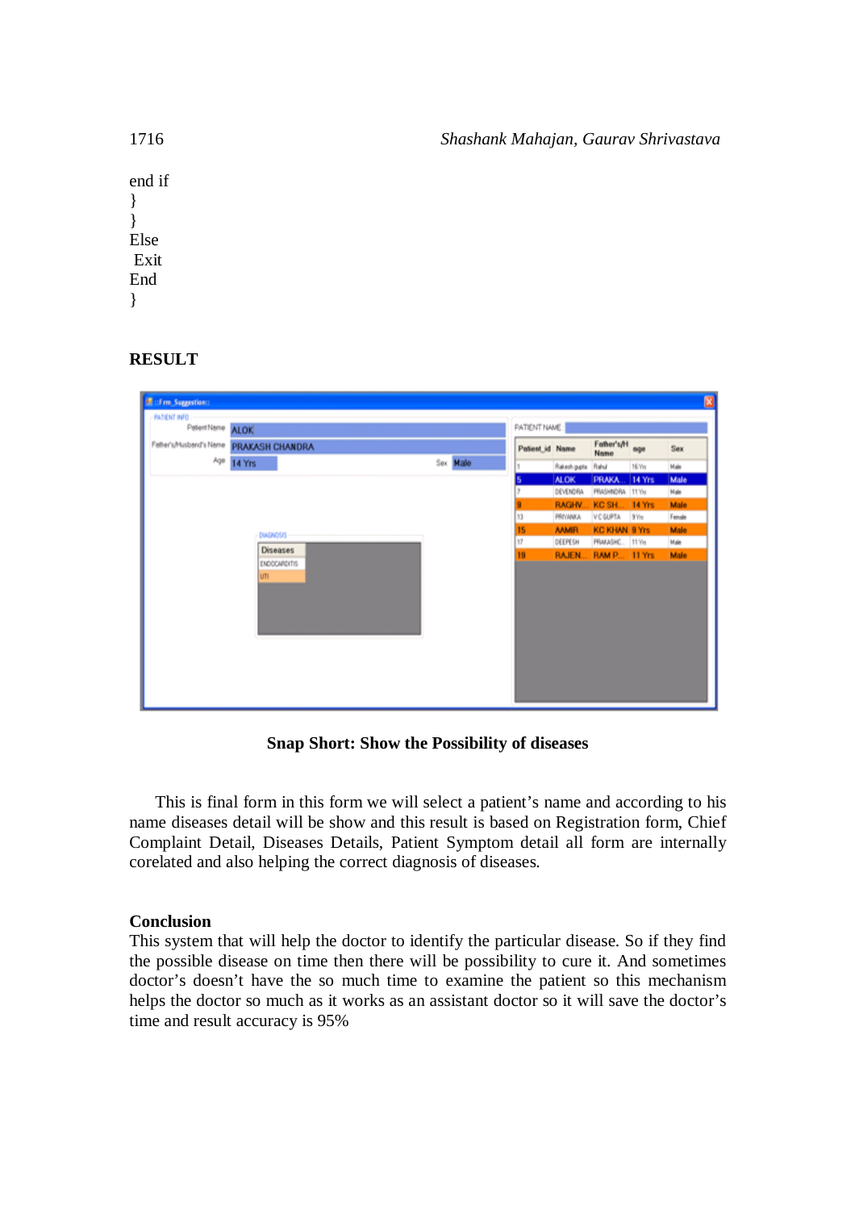```
end if
}
}
Else
 Exit
End
}
```

## RESULT

**Snap Short: Show the Possibility of diseases**

This is final form in this form we will select a patient's name and according to his name diseases detail will be show and this result is based on Registration form, Chief Complaint Detail, Diseases Details, Patient Symptom detail all form are internally corelated and also helping the correct diagnosis of diseases.

## Conclusion

This system that will help the doctor to identify the particular disease. So if they find the possible disease on time then there will be possibility to cure it. And sometimes doctor's doesn't have the so much time to examine the patient so this mechanism helps the doctor so much as it works as an assistant doctor so it will save the doctor's time and result accuracy is 95%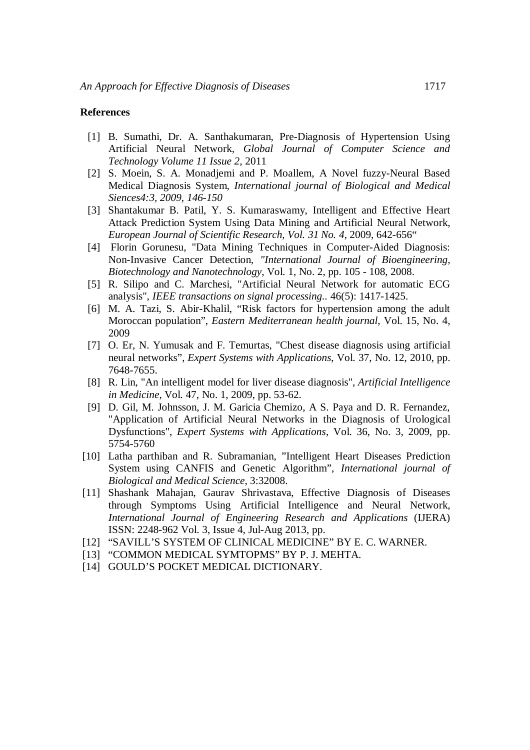## References

[1] B. Sumathi, Dr. A. Santhakumaran, Pre-Diagnosis of Hypertension Using Artificial Neural Network, *Global Journal of Computer Science and Technology Volume 11 Issue 2,* 2011

[2] S. Moein, S. A. Monadjemi and P. Moallem, A Novel fuzzy-Neural Based Medical Diagnosis System, *International journal of Biological and Medical Siences4:3, 2009, 146-150*

[3] Shantakumar B. Patil, Y. S. Kumaraswamy, Intelligent and Effective Heart Attack Prediction System Using Data Mining and Artificial Neural Network, *European Journal of Scientific Research, Vol. 31 No. 4*, 2009, 642-656"

[4] Florin Gorunesu, "Data Mining Techniques in Computer-Aided Diagnosis: Non-Invasive Cancer Detection, *"International Journal of Bioengineering, Biotechnology and Nanotechnology*, Vol. 1, No. 2, pp. 105 - 108, 2008.

[5] R. Silipo and C. Marchesi, "Artificial Neural Network for automatic ECG analysis", *IEEE transactions on signal processing..* 46(5): 1417-1425.

[6] M. A. Tazi, S. Abir-Khalil, "Risk factors for hypertension among the adult Moroccan population", *Eastern Mediterranean health journal*, Vol. 15, No. 4, 2009

[7] O. Er, N. Yumusak and F. Temurtas, "Chest disease diagnosis using artificial neural networks", *Expert Systems with Applications*, Vol. 37, No. 12, 2010, pp. 7648-7655.

[8] R. Lin, "An intelligent model for liver disease diagnosis", *Artificial Intelligence in Medicine*, Vol. 47, No. 1, 2009, pp. 53-62.

[9] D. Gil, M. Johnsson, J. M. Garicia Chemizo, A S. Paya and D. R. Fernandez, "Application of Artificial Neural Networks in the Diagnosis of Urological Dysfunctions", *Expert Systems with Applications*, Vol. 36, No. 3, 2009, pp. 5754-5760

[10] Latha parthiban and R. Subramanian, "Intelligent Heart Diseases Prediction System using CANFIS and Genetic Algorithm", *International journal of Biological and Medical Science*, 3:32008.

[11] Shashank Mahajan, Gaurav Shrivastava, Effective Diagnosis of Diseases through Symptoms Using Artificial Intelligence and Neural Network, *International Journal of Engineering Research and Applications* (IJERA) ISSN: 2248-962 Vol. 3, Issue 4, Jul-Aug 2013, pp.

[12] "SAVILL'S SYSTEM OF CLINICAL MEDICINE" BY E. C. WARNER.

[13] "COMMON MEDICAL SYMTOPMS" BY P. J. MEHTA.

[14] GOULD'S POCKET MEDICAL DICTIONARY.